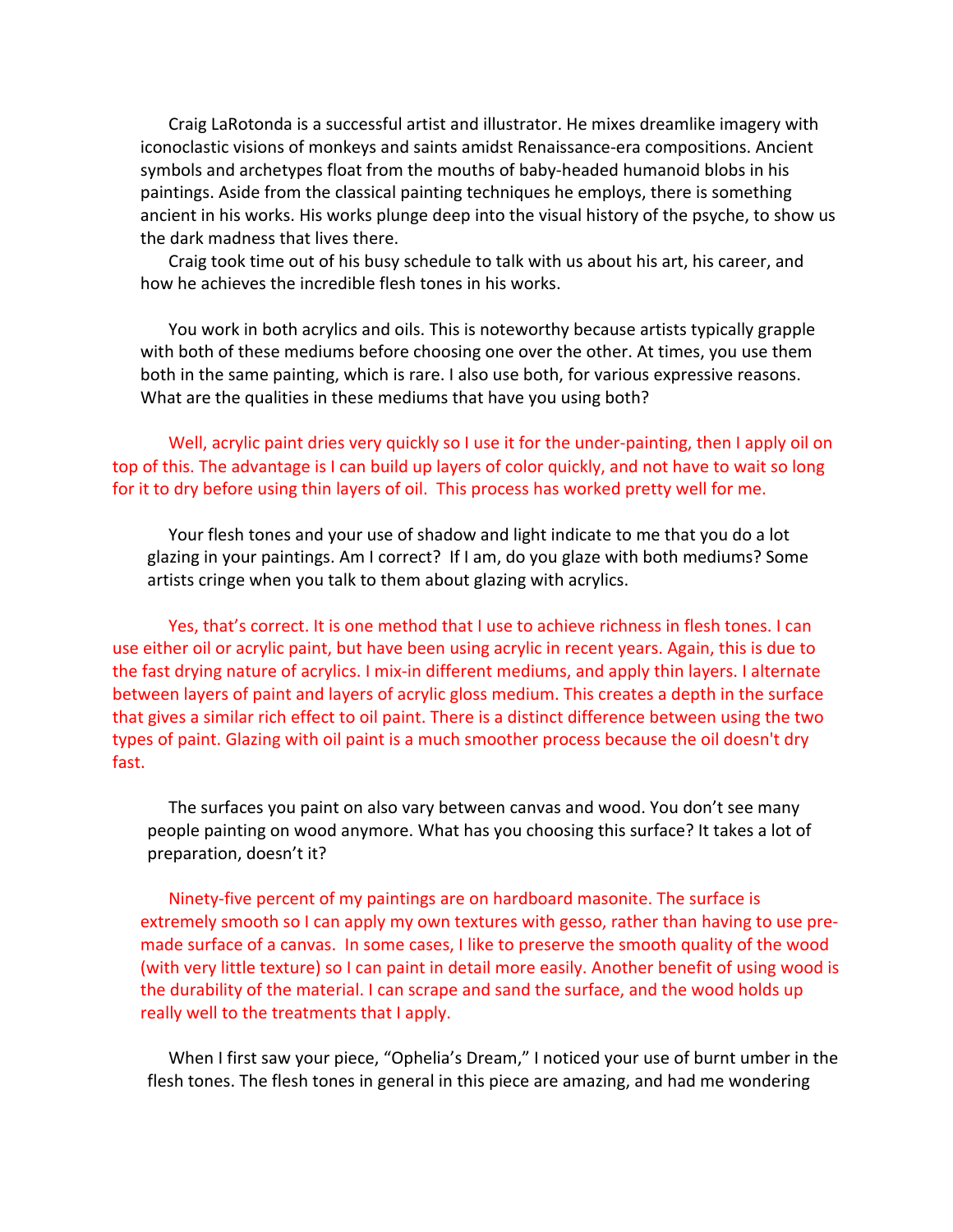Craig LaRotonda is a successful artist and illustrator. He mixes dreamlike imagery with iconoclastic visions of monkeys and saints amidst Renaissance-era compositions. Ancient symbols and archetypes float from the mouths of baby-headed humanoid blobs in his paintings. Aside from the classical painting techniques he employs, there is something ancient in his works. His works plunge deep into the visual history of the psyche, to show us the dark madness that lives there.

Craig took time out of his busy schedule to talk with us about his art, his career, and how he achieves the incredible flesh tones in his works.

You work in both acrylics and oils. This is noteworthy because artists typically grapple with both of these mediums before choosing one over the other. At times, you use them both in the same painting, which is rare. I also use both, for various expressive reasons. What are the qualities in these mediums that have you using both?

Well, acrylic paint dries very quickly so I use it for the under-painting, then I apply oil on top of this. The advantage is I can build up layers of color quickly, and not have to wait so long for it to dry before using thin layers of oil.  This process has worked pretty well for me.

Your flesh tones and your use of shadow and light indicate to me that you do a lot glazing in your paintings. Am I correct?  If I am, do you glaze with both mediums? Some artists cringe when you talk to them about glazing with acrylics.

Yes, that's correct. It is one method that I use to achieve richness in flesh tones. I can use either oil or acrylic paint, but have been using acrylic in recent years. Again, this is due to the fast drying nature of acrylics. I mix-in different mediums, and apply thin layers. I alternate between layers of paint and layers of acrylic gloss medium. This creates a depth in the surface that gives a similar rich effect to oil paint. There is a distinct difference between using the two types of paint. Glazing with oil paint is a much smoother process because the oil doesn't dry fast.

The surfaces you paint on also vary between canvas and wood. You don't see many people painting on wood anymore. What has you choosing this surface? It takes a lot of preparation, doesn't it?

Ninety-five percent of my paintings are on hardboard masonite. The surface is extremely smooth so I can apply my own textures with gesso, rather than having to use pre-made surface of a canvas.  In some cases, I like to preserve the smooth quality of the wood (with very little texture) so I can paint in detail more easily. Another benefit of using wood is the durability of the material. I can scrape and sand the surface, and the wood holds up really well to the treatments that I apply.

When I first saw your piece, "Ophelia's Dream," I noticed your use of burnt umber in the flesh tones. The flesh tones in general in this piece are amazing, and had me wondering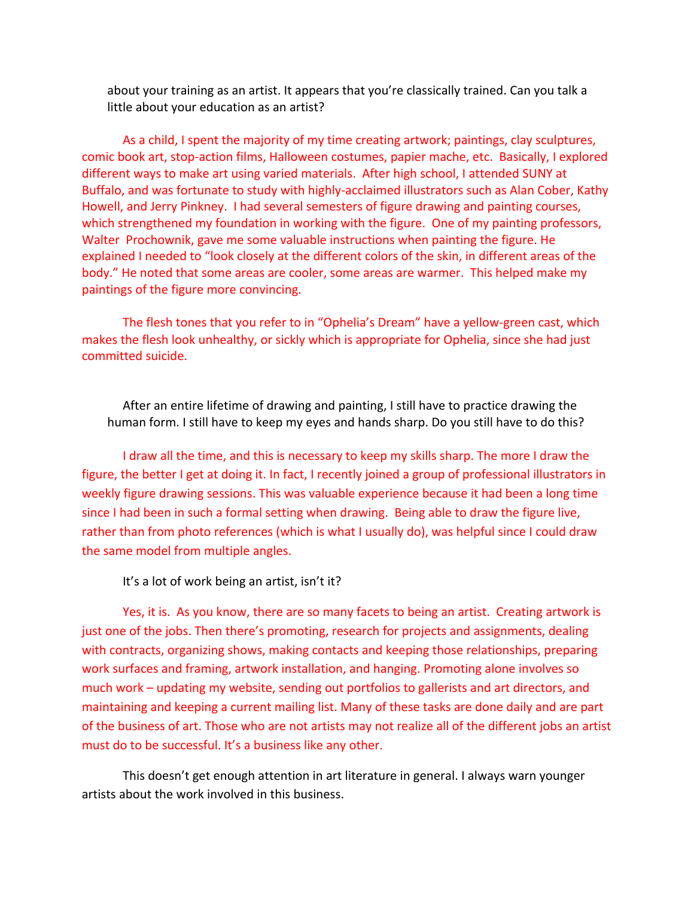about your training as an artist. It appears that you're classically trained. Can you talk a little about your education as an artist?

As a child, I spent the majority of my time creating artwork; paintings, clay sculptures, comic book art, stop-action films, Halloween costumes, papier mache, etc. Basically, I explored different ways to make art using varied materials. After high school, I attended SUNY at Buffalo, and was fortunate to study with highly-acclaimed illustrators such as Alan Cober, Kathy Howell, and Jerry Pinkney. I had several semesters of figure drawing and painting courses, which strengthened my foundation in working with the figure. One of my painting professors, Walter Prochownik, gave me some valuable instructions when painting the figure. He explained I needed to "look closely at the different colors of the skin, in different areas of the body." He noted that some areas are cooler, some areas are warmer. This helped make my paintings of the figure more convincing.

The flesh tones that you refer to in "Ophelia's Dream" have a yellow-green cast, which makes the flesh look unhealthy, or sickly which is appropriate for Ophelia, since she had just committed suicide.

After an entire lifetime of drawing and painting, I still have to practice drawing the human form. I still have to keep my eyes and hands sharp. Do you still have to do this?

I draw all the time, and this is necessary to keep my skills sharp. The more I draw the figure, the better I get at doing it. In fact, I recently joined a group of professional illustrators in weekly figure drawing sessions. This was valuable experience because it had been a long time since I had been in such a formal setting when drawing. Being able to draw the figure live, rather than from photo references (which is what I usually do), was helpful since I could draw the same model from multiple angles.

It's a lot of work being an artist, isn't it?

Yes, it is. As you know, there are so many facets to being an artist. Creating artwork is just one of the jobs. Then there's promoting, research for projects and assignments, dealing with contracts, organizing shows, making contacts and keeping those relationships, preparing work surfaces and framing, artwork installation, and hanging. Promoting alone involves so much work – updating my website, sending out portfolios to gallerists and art directors, and maintaining and keeping a current mailing list. Many of these tasks are done daily and are part of the business of art. Those who are not artists may not realize all of the different jobs an artist must do to be successful. It's a business like any other.

This doesn't get enough attention in art literature in general. I always warn younger artists about the work involved in this business.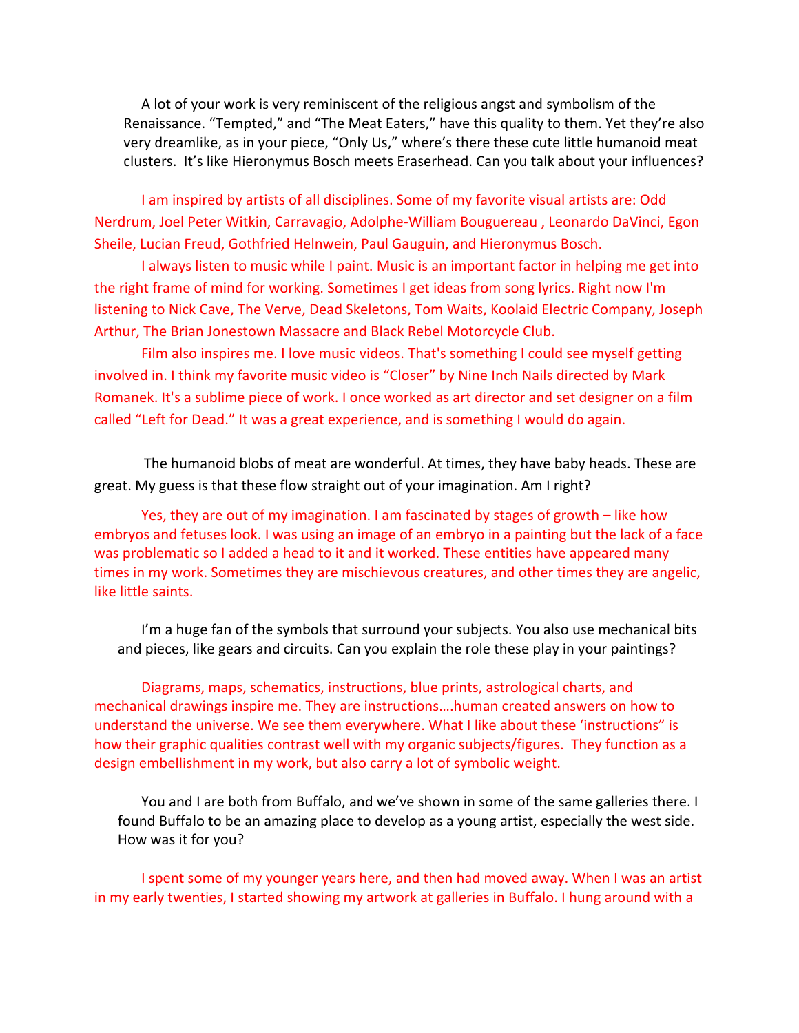A lot of your work is very reminiscent of the religious angst and symbolism of the Renaissance. "Tempted," and "The Meat Eaters," have this quality to them. Yet they're also very dreamlike, as in your piece, "Only Us," where's there these cute little humanoid meat clusters. It's like Hieronymus Bosch meets Eraserhead. Can you talk about your influences?

I am inspired by artists of all disciplines. Some of my favorite visual artists are: Odd Nerdrum, Joel Peter Witkin, Carravagio, Adolphe-William Bouguereau , Leonardo DaVinci, Egon Sheile, Lucian Freud, Gothfried Helnwein, Paul Gauguin, and Hieronymus Bosch.

I always listen to music while I paint. Music is an important factor in helping me get into the right frame of mind for working. Sometimes I get ideas from song lyrics. Right now I'm listening to Nick Cave, The Verve, Dead Skeletons, Tom Waits, Koolaid Electric Company, Joseph Arthur, The Brian Jonestown Massacre and Black Rebel Motorcycle Club.

Film also inspires me. I love music videos. That's something I could see myself getting involved in. I think my favorite music video is "Closer" by Nine Inch Nails directed by Mark Romanek. It's a sublime piece of work. I once worked as art director and set designer on a film called "Left for Dead." It was a great experience, and is something I would do again.

The humanoid blobs of meat are wonderful. At times, they have baby heads. These are great. My guess is that these flow straight out of your imagination. Am I right?

Yes, they are out of my imagination. I am fascinated by stages of growth – like how embryos and fetuses look. I was using an image of an embryo in a painting but the lack of a face was problematic so I added a head to it and it worked. These entities have appeared many times in my work. Sometimes they are mischievous creatures, and other times they are angelic, like little saints.

I'm a huge fan of the symbols that surround your subjects. You also use mechanical bits and pieces, like gears and circuits. Can you explain the role these play in your paintings?

Diagrams, maps, schematics, instructions, blue prints, astrological charts, and mechanical drawings inspire me. They are instructions….human created answers on how to understand the universe. We see them everywhere. What I like about these 'instructions" is how their graphic qualities contrast well with my organic subjects/figures. They function as a design embellishment in my work, but also carry a lot of symbolic weight.

You and I are both from Buffalo, and we've shown in some of the same galleries there. I found Buffalo to be an amazing place to develop as a young artist, especially the west side. How was it for you?

I spent some of my younger years here, and then had moved away. When I was an artist in my early twenties, I started showing my artwork at galleries in Buffalo. I hung around with a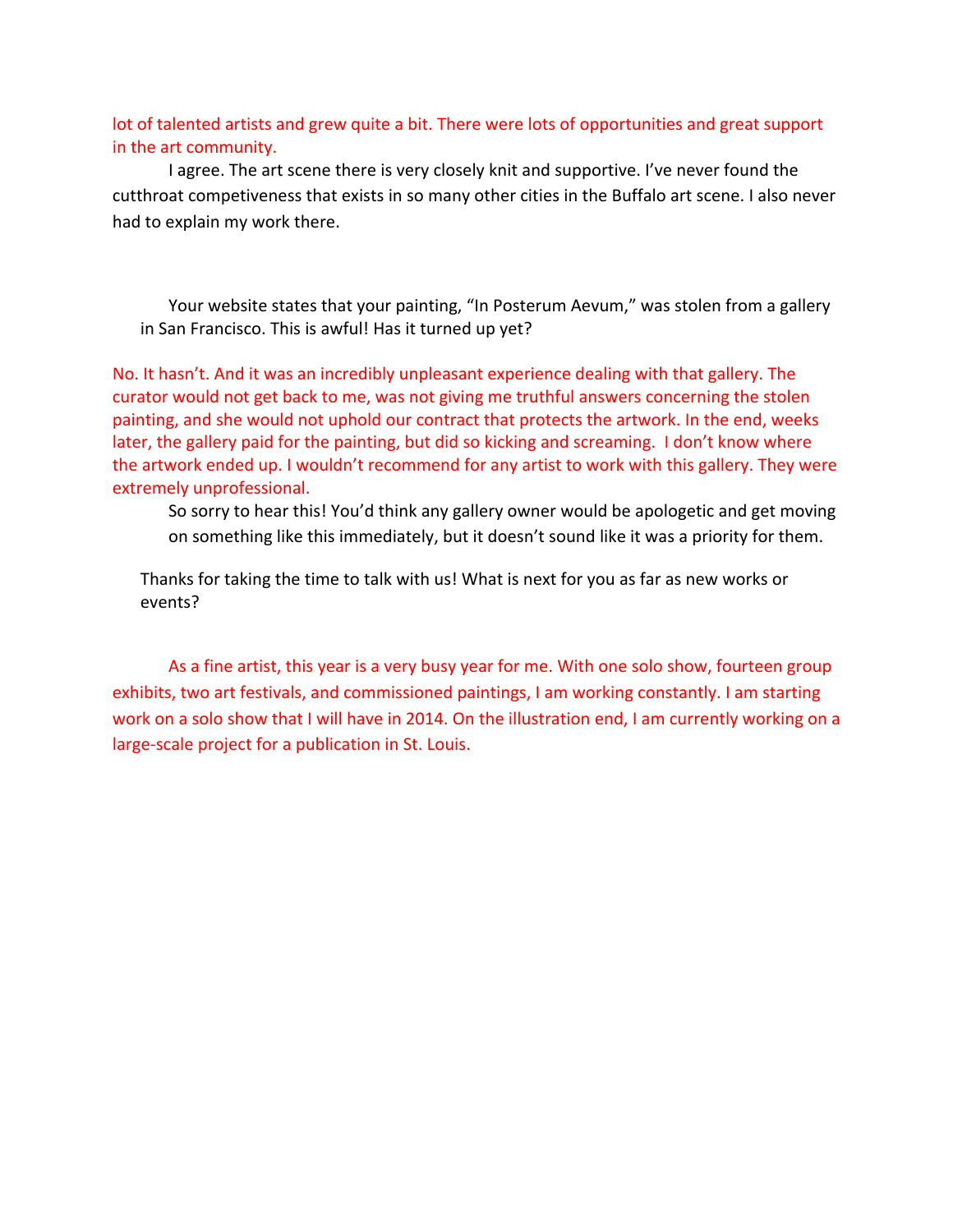lot of talented artists and grew quite a bit. There were lots of opportunities and great support in the art community.

I agree. The art scene there is very closely knit and supportive. I've never found the cutthroat competiveness that exists in so many other cities in the Buffalo art scene. I also never had to explain my work there.

Your website states that your painting, "In Posterum Aevum," was stolen from a gallery in San Francisco. This is awful! Has it turned up yet?

No. It hasn't. And it was an incredibly unpleasant experience dealing with that gallery. The curator would not get back to me, was not giving me truthful answers concerning the stolen painting, and she would not uphold our contract that protects the artwork. In the end, weeks later, the gallery paid for the painting, but did so kicking and screaming. I don't know where the artwork ended up. I wouldn't recommend for any artist to work with this gallery. They were extremely unprofessional.

So sorry to hear this! You'd think any gallery owner would be apologetic and get moving on something like this immediately, but it doesn't sound like it was a priority for them.

Thanks for taking the time to talk with us! What is next for you as far as new works or events?

As a fine artist, this year is a very busy year for me. With one solo show, fourteen group exhibits, two art festivals, and commissioned paintings, I am working constantly. I am starting work on a solo show that I will have in 2014. On the illustration end, I am currently working on a large-scale project for a publication in St. Louis.